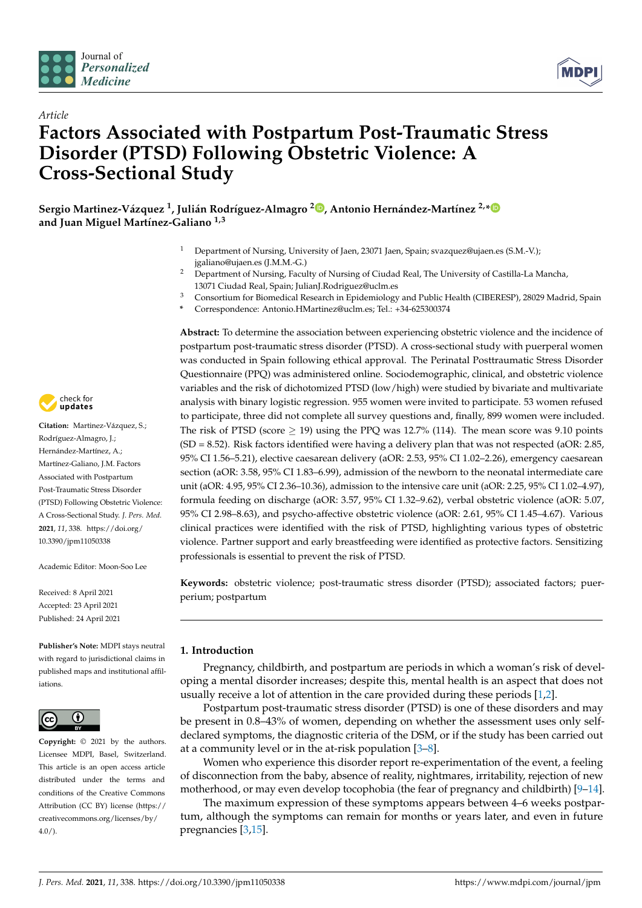*Article*

# Factors Associated with Postpartum Post-Traumatic Stress Disorder (PTSD) Following Obstetric Violence: A Cross-Sectional Study

**Sergio Martinez-Vázquez [1], Julián Rodríguez-Almagro [2], Antonio Hernández-Martínez [2,*] and Juan Miguel Martínez-Galiano [1,3]**

[1] Department of Nursing, University of Jaen, 23071 Jaen, Spain; svazquez@ujaen.es (S.M.-V.); jgaliano@ujaen.es (J.M.M.-G.)
[2] Department of Nursing, Faculty of Nursing of Ciudad Real, The University of Castilla-La Mancha, 13071 Ciudad Real, Spain; JulianJ.Rodriguez@uclm.es
[3] Consortium for Biomedical Research in Epidemiology and Public Health (CIBERESP), 28029 Madrid, Spain
\* Correspondence: Antonio.HMartinez@uclm.es; Tel.: +34-625300374

**Citation:** Martinez-Vázquez, S.; Rodríguez-Almagro, J.; Hernández-Martínez, A.; Martínez-Galiano, J.M. Factors Associated with Postpartum Post-Traumatic Stress Disorder (PTSD) Following Obstetric Violence: A Cross-Sectional Study. *J. Pers. Med.* **2021**, *11*, 338. https://doi.org/10.3390/jpm11050338

Academic Editor: Moon-Soo Lee

Received: 8 April 2021
Accepted: 23 April 2021
Published: 24 April 2021

**Publisher's Note:** MDPI stays neutral with regard to jurisdictional claims in published maps and institutional affiliations.

**Copyright:** © 2021 by the authors. Licensee MDPI, Basel, Switzerland. This article is an open access article distributed under the terms and conditions of the Creative Commons Attribution (CC BY) license (https://creativecommons.org/licenses/by/4.0/).

**Abstract:** To determine the association between experiencing obstetric violence and the incidence of postpartum post-traumatic stress disorder (PTSD). A cross-sectional study with puerperal women was conducted in Spain following ethical approval. The Perinatal Posttraumatic Stress Disorder Questionnaire (PPQ) was administered online. Sociodemographic, clinical, and obstetric violence variables and the risk of dichotomized PTSD (low/high) were studied by bivariate and multivariate analysis with binary logistic regression. 955 women were invited to participate. 53 women refused to participate, three did not complete all survey questions and, finally, 899 women were included. The risk of PTSD (score $\geq$ 19) using the PPQ was 12.7% (114). The mean score was 9.10 points (SD = 8.52). Risk factors identified were having a delivery plan that was not respected (aOR: 2.85, 95% CI 1.56–5.21), elective caesarean delivery (aOR: 2.53, 95% CI 1.02–2.26), emergency caesarean section (aOR: 3.58, 95% CI 1.83–6.99), admission of the newborn to the neonatal intermediate care unit (aOR: 4.95, 95% CI 2.36–10.36), admission to the intensive care unit (aOR: 2.25, 95% CI 1.02–4.97), formula feeding on discharge (aOR: 3.57, 95% CI 1.32–9.62), verbal obstetric violence (aOR: 5.07, 95% CI 2.98–8.63), and psycho-affective obstetric violence (aOR: 2.61, 95% CI 1.45–4.67). Various clinical factors were identified with the risk of PTSD, highlighting various types of obstetric violence. Partner support and early breastfeeding were identified as protective factors. Sensitizing professionals is essential to prevent the risk of PTSD.

**Keywords:** obstetric violence; post-traumatic stress disorder (PTSD); associated factors; puerperium; postpartum

## 1. Introduction

Pregnancy, childbirth, and postpartum are periods in which a woman's risk of developing a mental disorder increases; despite this, mental health is an aspect that does not usually receive a lot of attention in the care provided during these periods [1,2].

Postpartum post-traumatic stress disorder (PTSD) is one of these disorders and may be present in 0.8–43% of women, depending on whether the assessment uses only self-declared symptoms, the diagnostic criteria of the DSM, or if the study has been carried out at a community level or in the at-risk population [3–8].

Women who experience this disorder report re-experimentation of the event, a feeling of disconnection from the baby, absence of reality, nightmares, irritability, rejection of new motherhood, or may even develop tocophobia (the fear of pregnancy and childbirth) [9–14].

The maximum expression of these symptoms appears between 4–6 weeks postpartum, although the symptoms can remain for months or years later, and even in future pregnancies [3,15].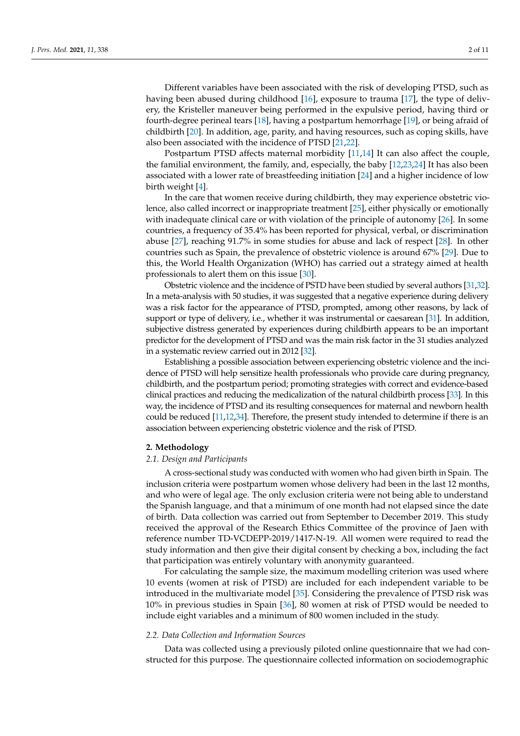Different variables have been associated with the risk of developing PTSD, such as having been abused during childhood [16], exposure to trauma [17], the type of delivery, the Kristeller maneuver being performed in the expulsive period, having third or fourth-degree perineal tears [18], having a postpartum hemorrhage [19], or being afraid of childbirth [20]. In addition, age, parity, and having resources, such as coping skills, have also been associated with the incidence of PTSD [21,22].

Postpartum PTSD affects maternal morbidity [11,14] It can also affect the couple, the familial environment, the family, and, especially, the baby [12,23,24] It has also been associated with a lower rate of breastfeeding initiation [24] and a higher incidence of low birth weight [4].

In the care that women receive during childbirth, they may experience obstetric violence, also called incorrect or inappropriate treatment [25], either physically or emotionally with inadequate clinical care or with violation of the principle of autonomy [26]. In some countries, a frequency of 35.4% has been reported for physical, verbal, or discrimination abuse [27], reaching 91.7% in some studies for abuse and lack of respect [28]. In other countries such as Spain, the prevalence of obstetric violence is around 67% [29]. Due to this, the World Health Organization (WHO) has carried out a strategy aimed at health professionals to alert them on this issue [30].

Obstetric violence and the incidence of PSTD have been studied by several authors [31,32]. In a meta-analysis with 50 studies, it was suggested that a negative experience during delivery was a risk factor for the appearance of PTSD, prompted, among other reasons, by lack of support or type of delivery, i.e., whether it was instrumental or caesarean [31]. In addition, subjective distress generated by experiences during childbirth appears to be an important predictor for the development of PTSD and was the main risk factor in the 31 studies analyzed in a systematic review carried out in 2012 [32].

Establishing a possible association between experiencing obstetric violence and the incidence of PTSD will help sensitize health professionals who provide care during pregnancy, childbirth, and the postpartum period; promoting strategies with correct and evidence-based clinical practices and reducing the medicalization of the natural childbirth process [33]. In this way, the incidence of PTSD and its resulting consequences for maternal and newborn health could be reduced [11,12,34]. Therefore, the present study intended to determine if there is an association between experiencing obstetric violence and the risk of PTSD.

## 2. Methodology

### *2.1. Design and Participants*

A cross-sectional study was conducted with women who had given birth in Spain. The inclusion criteria were postpartum women whose delivery had been in the last 12 months, and who were of legal age. The only exclusion criteria were not being able to understand the Spanish language, and that a minimum of one month had not elapsed since the date of birth. Data collection was carried out from September to December 2019. This study received the approval of the Research Ethics Committee of the province of Jaen with reference number TD-VCDEPP-2019/1417-N-19. All women were required to read the study information and then give their digital consent by checking a box, including the fact that participation was entirely voluntary with anonymity guaranteed.

For calculating the sample size, the maximum modelling criterion was used where 10 events (women at risk of PTSD) are included for each independent variable to be introduced in the multivariate model [35]. Considering the prevalence of PTSD risk was 10% in previous studies in Spain [36], 80 women at risk of PTSD would be needed to include eight variables and a minimum of 800 women included in the study.

### *2.2. Data Collection and Information Sources*

Data was collected using a previously piloted online questionnaire that we had constructed for this purpose. The questionnaire collected information on sociodemographic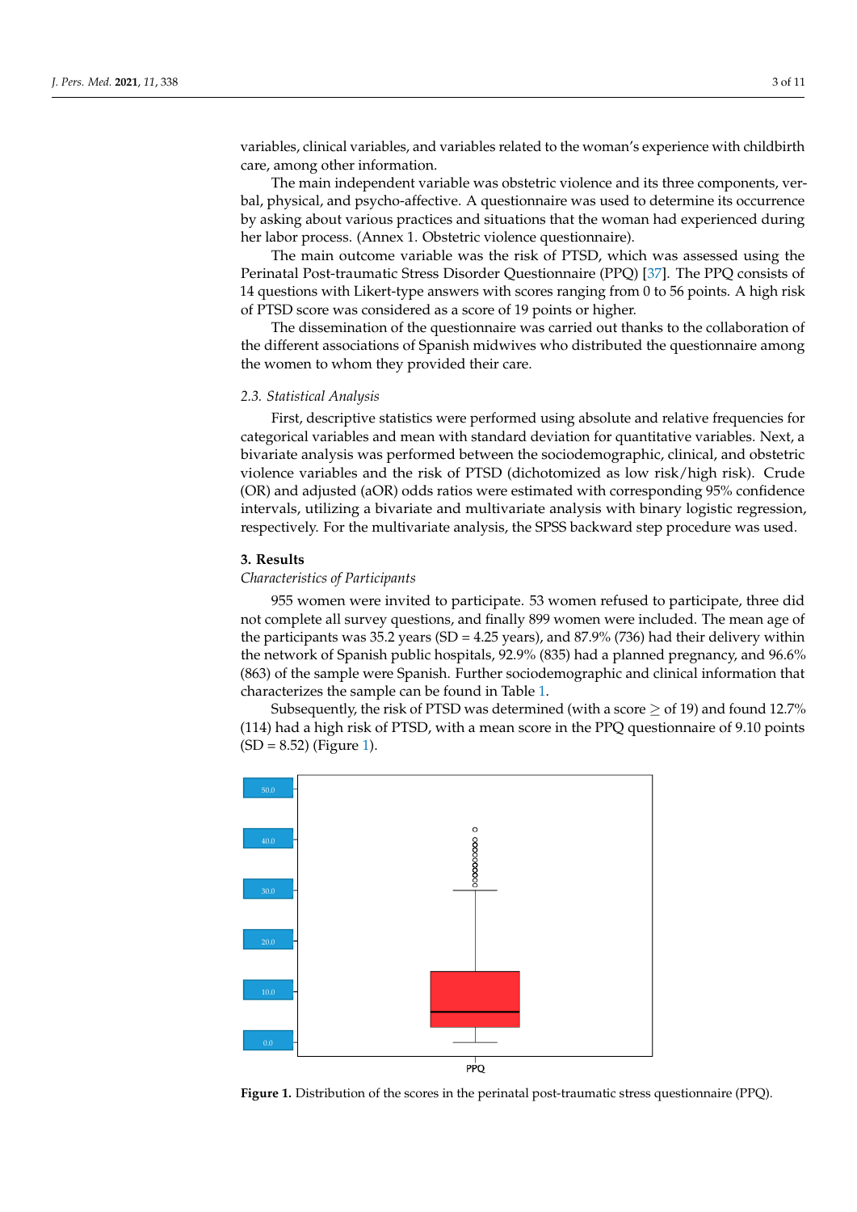variables, clinical variables, and variables related to the woman's experience with childbirth care, among other information.

The main independent variable was obstetric violence and its three components, verbal, physical, and psycho-affective. A questionnaire was used to determine its occurrence by asking about various practices and situations that the woman had experienced during her labor process. (Annex 1. Obstetric violence questionnaire).

The main outcome variable was the risk of PTSD, which was assessed using the Perinatal Post-traumatic Stress Disorder Questionnaire (PPQ) [37]. The PPQ consists of 14 questions with Likert-type answers with scores ranging from 0 to 56 points. A high risk of PTSD score was considered as a score of 19 points or higher.

The dissemination of the questionnaire was carried out thanks to the collaboration of the different associations of Spanish midwives who distributed the questionnaire among the women to whom they provided their care.

### 2.3. Statistical Analysis

First, descriptive statistics were performed using absolute and relative frequencies for categorical variables and mean with standard deviation for quantitative variables. Next, a bivariate analysis was performed between the sociodemographic, clinical, and obstetric violence variables and the risk of PTSD (dichotomized as low risk/high risk). Crude (OR) and adjusted (aOR) odds ratios were estimated with corresponding 95% confidence intervals, utilizing a bivariate and multivariate analysis with binary logistic regression, respectively. For the multivariate analysis, the SPSS backward step procedure was used.

## 3. Results

*Characteristics of Participants*

955 women were invited to participate. 53 women refused to participate, three did not complete all survey questions, and finally 899 women were included. The mean age of the participants was 35.2 years (SD = 4.25 years), and 87.9% (736) had their delivery within the network of Spanish public hospitals, 92.9% (835) had a planned pregnancy, and 96.6% (863) of the sample were Spanish. Further sociodemographic and clinical information that characterizes the sample can be found in Table 1.

Subsequently, the risk of PTSD was determined (with a score $\geq$ of 19) and found 12.7% (114) had a high risk of PTSD, with a mean score in the PPQ questionnaire of 9.10 points (SD = 8.52) (Figure 1).

**Figure 1.** Distribution of the scores in the perinatal post-traumatic stress questionnaire (PPQ).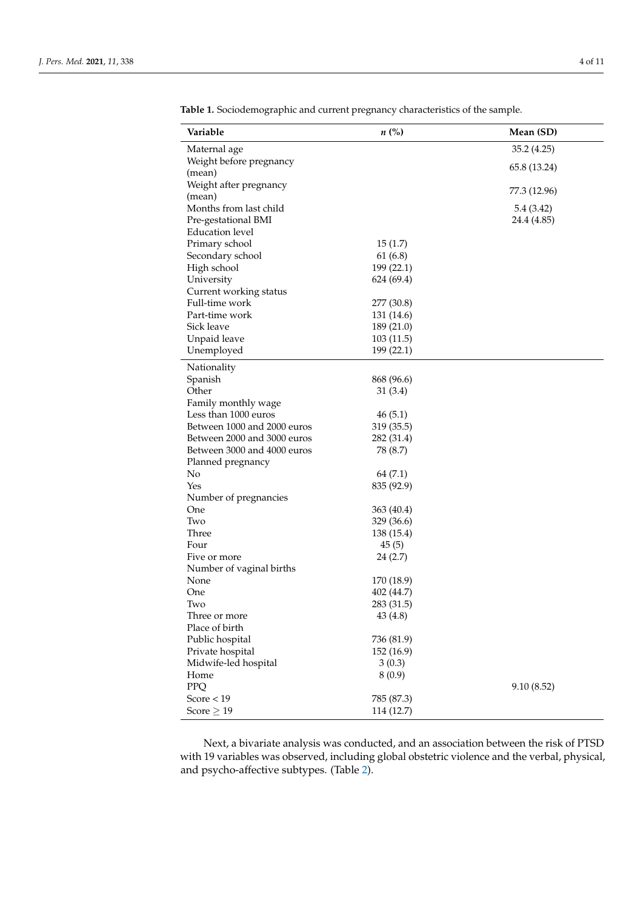**Table 1.** Sociodemographic and current pregnancy characteristics of the sample.

| Variable | *n* (%) | Mean (SD) |
|---|---|---|
| Maternal age | | 35.2 (4.25) |
| Weight before pregnancy (mean) | | 65.8 (13.24) |
| Weight after pregnancy (mean) | | 77.3 (12.96) |
| Months from last child | | 5.4 (3.42) |
| Pre-gestational BMI | | 24.4 (4.85) |
| Education level | | |
| Primary school | 15 (1.7) | |
| Secondary school | 61 (6.8) | |
| High school | 199 (22.1) | |
| University | 624 (69.4) | |
| Current working status | | |
| Full-time work | 277 (30.8) | |
| Part-time work | 131 (14.6) | |
| Sick leave | 189 (21.0) | |
| Unpaid leave | 103 (11.5) | |
| Unemployed | 199 (22.1) | |
| Nationality | | |
| Spanish | 868 (96.6) | |
| Other | 31 (3.4) | |
| Family monthly wage | | |
| Less than 1000 euros | 46 (5.1) | |
| Between 1000 and 2000 euros | 319 (35.5) | |
| Between 2000 and 3000 euros | 282 (31.4) | |
| Between 3000 and 4000 euros | 78 (8.7) | |
| Planned pregnancy | | |
| No | 64 (7.1) | |
| Yes | 835 (92.9) | |
| Number of pregnancies | | |
| One | 363 (40.4) | |
| Two | 329 (36.6) | |
| Three | 138 (15.4) | |
| Four | 45 (5) | |
| Five or more | 24 (2.7) | |
| Number of vaginal births | | |
| None | 170 (18.9) | |
| One | 402 (44.7) | |
| Two | 283 (31.5) | |
| Three or more | 43 (4.8) | |
| Place of birth | | |
| Public hospital | 736 (81.9) | |
| Private hospital | 152 (16.9) | |
| Midwife-led hospital | 3 (0.3) | |
| Home | 8 (0.9) | |
| PPQ | | 9.10 (8.52) |
| Score < 19 | 785 (87.3) | |
| Score $\geq$ 19 | 114 (12.7) | |

Next, a bivariate analysis was conducted, and an association between the risk of PTSD with 19 variables was observed, including global obstetric violence and the verbal, physical, and psycho-affective subtypes. (Table 2).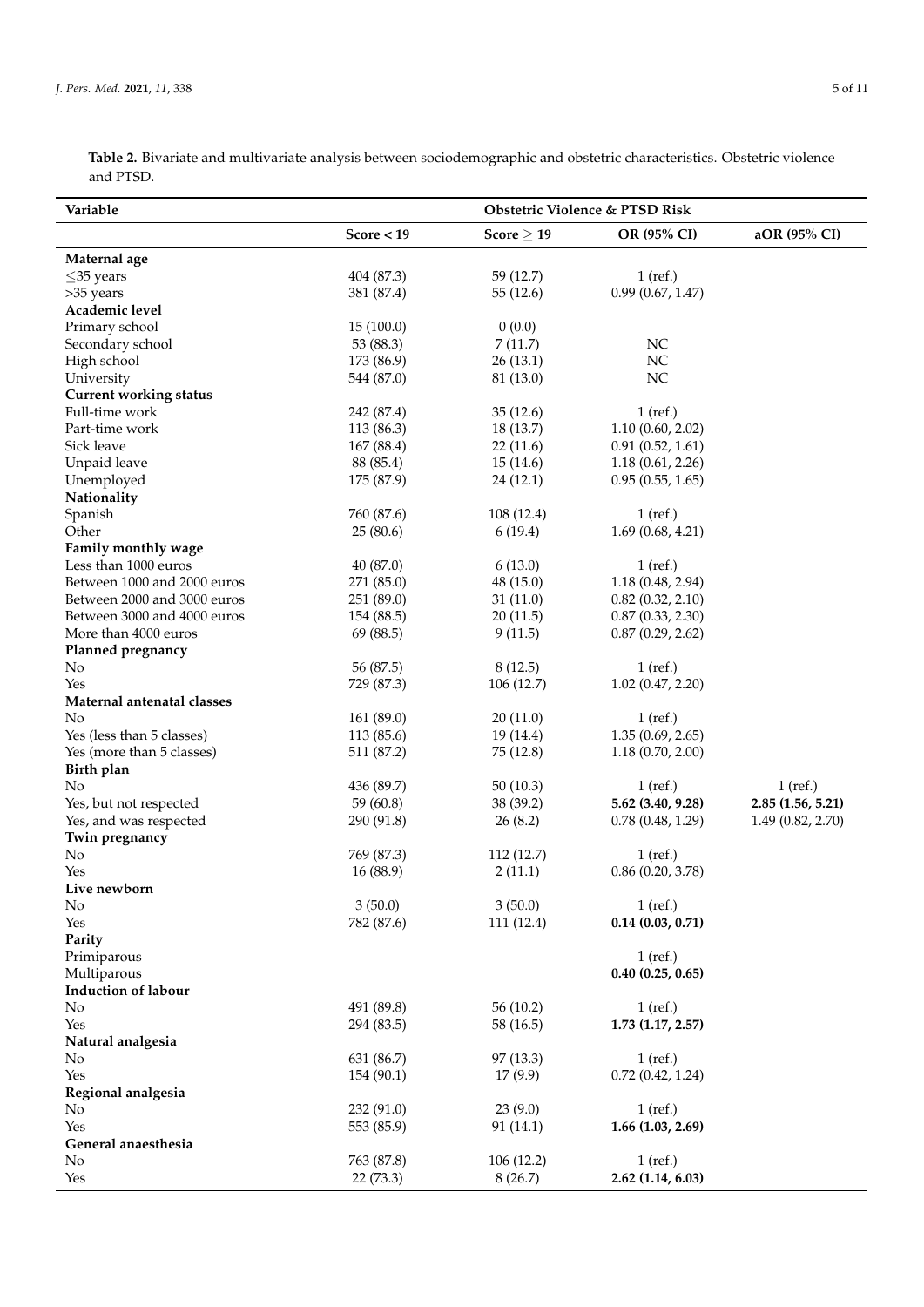**Table 2.** Bivariate and multivariate analysis between sociodemographic and obstetric characteristics. Obstetric violence and PTSD.

| Variable | Obstetric Violence & PTSD Risk | | | |
|---|---|---|---|---|
| | Score < 19 | Score ≥ 19 | OR (95% CI) | aOR (95% CI) |
| **Maternal age** | | | | |
| ≤35 years | 404 (87.3) | 59 (12.7) | 1 (ref.) | |
| >35 years | 381 (87.4) | 55 (12.6) | 0.99 (0.67, 1.47) | |
| **Academic level** | | | | |
| Primary school | 15 (100.0) | 0 (0.0) | | |
| Secondary school | 53 (88.3) | 7 (11.7) | NC | |
| High school | 173 (86.9) | 26 (13.1) | NC | |
| University | 544 (87.0) | 81 (13.0) | NC | |
| **Current working status** | | | | |
| Full-time work | 242 (87.4) | 35 (12.6) | 1 (ref.) | |
| Part-time work | 113 (86.3) | 18 (13.7) | 1.10 (0.60, 2.02) | |
| Sick leave | 167 (88.4) | 22 (11.6) | 0.91 (0.52, 1.61) | |
| Unpaid leave | 88 (85.4) | 15 (14.6) | 1.18 (0.61, 2.26) | |
| Unemployed | 175 (87.9) | 24 (12.1) | 0.95 (0.55, 1.65) | |
| **Nationality** | | | | |
| Spanish | 760 (87.6) | 108 (12.4) | 1 (ref.) | |
| Other | 25 (80.6) | 6 (19.4) | 1.69 (0.68, 4.21) | |
| **Family monthly wage** | | | | |
| Less than 1000 euros | 40 (87.0) | 6 (13.0) | 1 (ref.) | |
| Between 1000 and 2000 euros | 271 (85.0) | 48 (15.0) | 1.18 (0.48, 2.94) | |
| Between 2000 and 3000 euros | 251 (89.0) | 31 (11.0) | 0.82 (0.32, 2.10) | |
| Between 3000 and 4000 euros | 154 (88.5) | 20 (11.5) | 0.87 (0.33, 2.30) | |
| More than 4000 euros | 69 (88.5) | 9 (11.5) | 0.87 (0.29, 2.62) | |
| **Planned pregnancy** | | | | |
| No | 56 (87.5) | 8 (12.5) | 1 (ref.) | |
| Yes | 729 (87.3) | 106 (12.7) | 1.02 (0.47, 2.20) | |
| **Maternal antenatal classes** | | | | |
| No | 161 (89.0) | 20 (11.0) | 1 (ref.) | |
| Yes (less than 5 classes) | 113 (85.6) | 19 (14.4) | 1.35 (0.69, 2.65) | |
| Yes (more than 5 classes) | 511 (87.2) | 75 (12.8) | 1.18 (0.70, 2.00) | |
| **Birth plan** | | | | |
| No | 436 (89.7) | 50 (10.3) | 1 (ref.) | 1 (ref.) |
| Yes, but not respected | 59 (60.8) | 38 (39.2) | **5.62 (3.40, 9.28)** | **2.85 (1.56, 5.21)** |
| Yes, and was respected | 290 (91.8) | 26 (8.2) | 0.78 (0.48, 1.29) | 1.49 (0.82, 2.70) |
| **Twin pregnancy** | | | | |
| No | 769 (87.3) | 112 (12.7) | 1 (ref.) | |
| Yes | 16 (88.9) | 2 (11.1) | 0.86 (0.20, 3.78) | |
| **Live newborn** | | | | |
| No | 3 (50.0) | 3 (50.0) | 1 (ref.) | |
| Yes | 782 (87.6) | 111 (12.4) | **0.14 (0.03, 0.71)** | |
| **Parity** | | | | |
| Primiparous | | | 1 (ref.) | |
| Multiparous | | | **0.40 (0.25, 0.65)** | |
| **Induction of labour** | | | | |
| No | 491 (89.8) | 56 (10.2) | 1 (ref.) | |
| Yes | 294 (83.5) | 58 (16.5) | **1.73 (1.17, 2.57)** | |
| **Natural analgesia** | | | | |
| No | 631 (86.7) | 97 (13.3) | 1 (ref.) | |
| Yes | 154 (90.1) | 17 (9.9) | 0.72 (0.42, 1.24) | |
| **Regional analgesia** | | | | |
| No | 232 (91.0) | 23 (9.0) | 1 (ref.) | |
| Yes | 553 (85.9) | 91 (14.1) | **1.66 (1.03, 2.69)** | |
| **General anaesthesia** | | | | |
| No | 763 (87.8) | 106 (12.2) | 1 (ref.) | |
| Yes | 22 (73.3) | 8 (26.7) | **2.62 (1.14, 6.03)** | |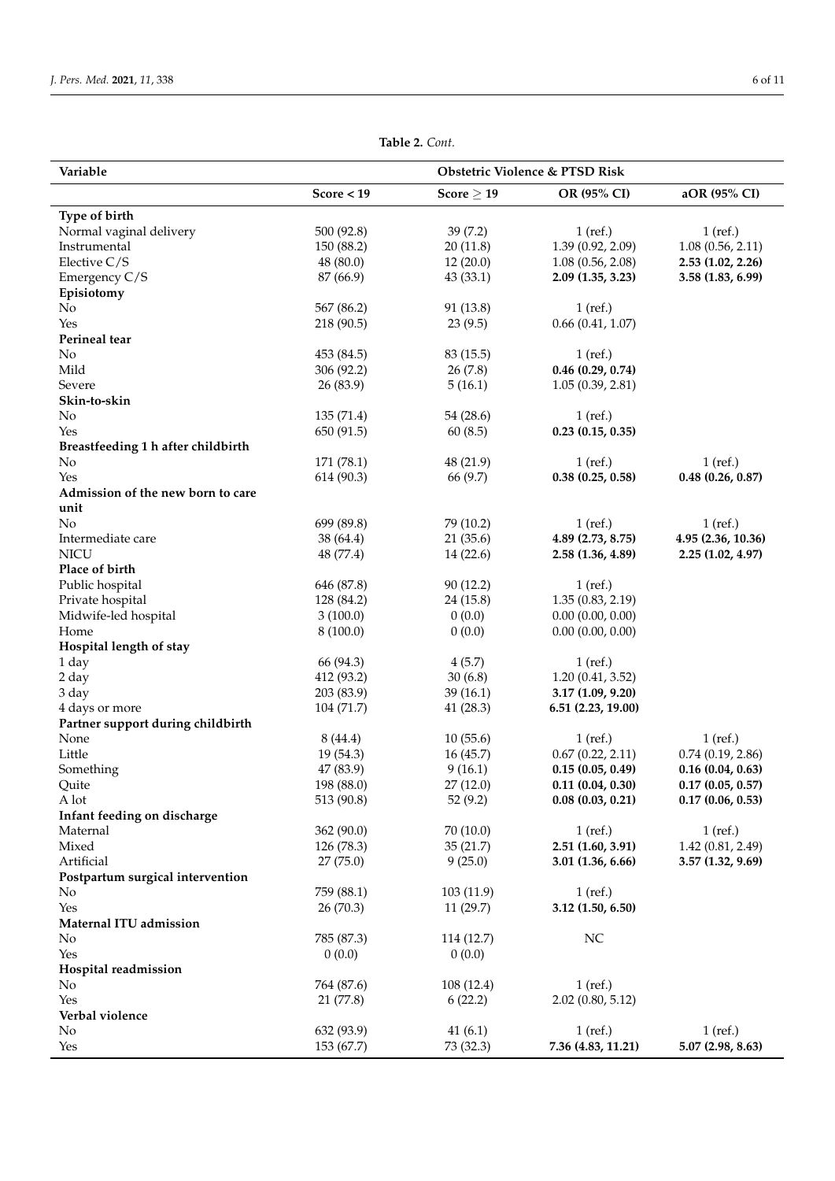**Table 2.** *Cont.*

| Variable | Obstetric Violence & PTSD Risk | | | |
|---|---|---|---|---|
| | Score < 19 | Score ≥ 19 | OR (95% CI) | aOR (95% CI) |
| **Type of birth** | | | | |
| Normal vaginal delivery | 500 (92.8) | 39 (7.2) | 1 (ref.) | 1 (ref.) |
| Instrumental | 150 (88.2) | 20 (11.8) | 1.39 (0.92, 2.09) | 1.08 (0.56, 2.11) |
| Elective C/S | 48 (80.0) | 12 (20.0) | 1.08 (0.56, 2.08) | **2.53 (1.02, 2.26)** |
| Emergency C/S | 87 (66.9) | 43 (33.1) | **2.09 (1.35, 3.23)** | **3.58 (1.83, 6.99)** |
| **Episiotomy** | | | | |
| No | 567 (86.2) | 91 (13.8) | 1 (ref.) | |
| Yes | 218 (90.5) | 23 (9.5) | 0.66 (0.41, 1.07) | |
| **Perineal tear** | | | | |
| No | 453 (84.5) | 83 (15.5) | 1 (ref.) | |
| Mild | 306 (92.2) | 26 (7.8) | **0.46 (0.29, 0.74)** | |
| Severe | 26 (83.9) | 5 (16.1) | 1.05 (0.39, 2.81) | |
| **Skin-to-skin** | | | | |
| No | 135 (71.4) | 54 (28.6) | 1 (ref.) | |
| Yes | 650 (91.5) | 60 (8.5) | **0.23 (0.15, 0.35)** | |
| **Breastfeeding 1 h after childbirth** | | | | |
| No | 171 (78.1) | 48 (21.9) | 1 (ref.) | 1 (ref.) |
| Yes | 614 (90.3) | 66 (9.7) | **0.38 (0.25, 0.58)** | **0.48 (0.26, 0.87)** |
| **Admission of the new born to care unit** | | | | |
| No | 699 (89.8) | 79 (10.2) | 1 (ref.) | 1 (ref.) |
| Intermediate care | 38 (64.4) | 21 (35.6) | **4.89 (2.73, 8.75)** | **4.95 (2.36, 10.36)** |
| NICU | 48 (77.4) | 14 (22.6) | **2.58 (1.36, 4.89)** | **2.25 (1.02, 4.97)** |
| **Place of birth** | | | | |
| Public hospital | 646 (87.8) | 90 (12.2) | 1 (ref.) | |
| Private hospital | 128 (84.2) | 24 (15.8) | 1.35 (0.83, 2.19) | |
| Midwife-led hospital | 3 (100.0) | 0 (0.0) | 0.00 (0.00, 0.00) | |
| Home | 8 (100.0) | 0 (0.0) | 0.00 (0.00, 0.00) | |
| **Hospital length of stay** | | | | |
| 1 day | 66 (94.3) | 4 (5.7) | 1 (ref.) | |
| 2 day | 412 (93.2) | 30 (6.8) | 1.20 (0.41, 3.52) | |
| 3 day | 203 (83.9) | 39 (16.1) | **3.17 (1.09, 9.20)** | |
| 4 days or more | 104 (71.7) | 41 (28.3) | **6.51 (2.23, 19.00)** | |
| **Partner support during childbirth** | | | | |
| None | 8 (44.4) | 10 (55.6) | 1 (ref.) | 1 (ref.) |
| Little | 19 (54.3) | 16 (45.7) | 0.67 (0.22, 2.11) | 0.74 (0.19, 2.86) |
| Something | 47 (83.9) | 9 (16.1) | **0.15 (0.05, 0.49)** | **0.16 (0.04, 0.63)** |
| Quite | 198 (88.0) | 27 (12.0) | **0.11 (0.04, 0.30)** | **0.17 (0.05, 0.57)** |
| A lot | 513 (90.8) | 52 (9.2) | **0.08 (0.03, 0.21)** | **0.17 (0.06, 0.53)** |
| **Infant feeding on discharge** | | | | |
| Maternal | 362 (90.0) | 70 (10.0) | 1 (ref.) | 1 (ref.) |
| Mixed | 126 (78.3) | 35 (21.7) | **2.51 (1.60, 3.91)** | 1.42 (0.81, 2.49) |
| Artificial | 27 (75.0) | 9 (25.0) | **3.01 (1.36, 6.66)** | **3.57 (1.32, 9.69)** |
| **Postpartum surgical intervention** | | | | |
| No | 759 (88.1) | 103 (11.9) | 1 (ref.) | |
| Yes | 26 (70.3) | 11 (29.7) | **3.12 (1.50, 6.50)** | |
| **Maternal ITU admission** | | | | |
| No | 785 (87.3) | 114 (12.7) | NC | |
| Yes | 0 (0.0) | 0 (0.0) | | |
| **Hospital readmission** | | | | |
| No | 764 (87.6) | 108 (12.4) | 1 (ref.) | |
| Yes | 21 (77.8) | 6 (22.2) | 2.02 (0.80, 5.12) | |
| **Verbal violence** | | | | |
| No | 632 (93.9) | 41 (6.1) | 1 (ref.) | 1 (ref.) |
| Yes | 153 (67.7) | 73 (32.3) | **7.36 (4.83, 11.21)** | **5.07 (2.98, 8.63)** |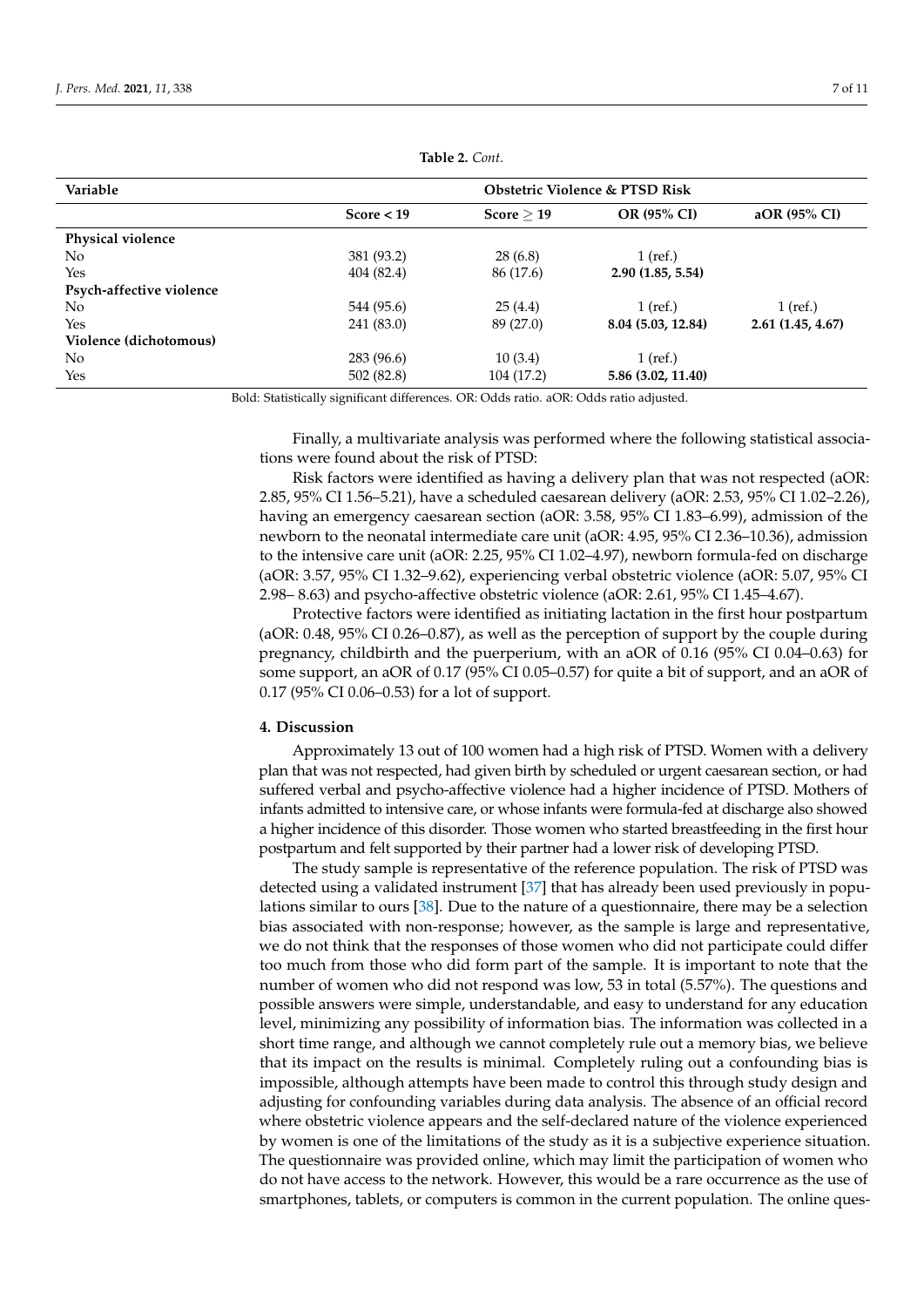**Table 2.** *Cont.*

| Variable | Obstetric Violence & PTSD Risk | | | |
|---|---|---|---|---|
| | Score < 19 | Score ≥ 19 | OR (95% CI) | aOR (95% CI) |
| **Physical violence** | | | | |
| No | 381 (93.2) | 28 (6.8) | 1 (ref.) | |
| Yes | 404 (82.4) | 86 (17.6) | **2.90 (1.85, 5.54)** | |
| **Psych-affective violence** | | | | |
| No | 544 (95.6) | 25 (4.4) | 1 (ref.) | 1 (ref.) |
| Yes | 241 (83.0) | 89 (27.0) | **8.04 (5.03, 12.84)** | **2.61 (1.45, 4.67)** |
| **Violence (dichotomous)** | | | | |
| No | 283 (96.6) | 10 (3.4) | 1 (ref.) | |
| Yes | 502 (82.8) | 104 (17.2) | **5.86 (3.02, 11.40)** | |

Bold: Statistically significant differences. OR: Odds ratio. aOR: Odds ratio adjusted.

Finally, a multivariate analysis was performed where the following statistical associations were found about the risk of PTSD:

Risk factors were identified as having a delivery plan that was not respected (aOR: 2.85, 95% CI 1.56–5.21), have a scheduled caesarean delivery (aOR: 2.53, 95% CI 1.02–2.26), having an emergency caesarean section (aOR: 3.58, 95% CI 1.83–6.99), admission of the newborn to the neonatal intermediate care unit (aOR: 4.95, 95% CI 2.36–10.36), admission to the intensive care unit (aOR: 2.25, 95% CI 1.02–4.97), newborn formula-fed on discharge (aOR: 3.57, 95% CI 1.32–9.62), experiencing verbal obstetric violence (aOR: 5.07, 95% CI 2.98– 8.63) and psycho-affective obstetric violence (aOR: 2.61, 95% CI 1.45–4.67).

Protective factors were identified as initiating lactation in the first hour postpartum (aOR: 0.48, 95% CI 0.26–0.87), as well as the perception of support by the couple during pregnancy, childbirth and the puerperium, with an aOR of 0.16 (95% CI 0.04–0.63) for some support, an aOR of 0.17 (95% CI 0.05–0.57) for quite a bit of support, and an aOR of 0.17 (95% CI 0.06–0.53) for a lot of support.

## 4. Discussion

Approximately 13 out of 100 women had a high risk of PTSD. Women with a delivery plan that was not respected, had given birth by scheduled or urgent caesarean section, or had suffered verbal and psycho-affective violence had a higher incidence of PTSD. Mothers of infants admitted to intensive care, or whose infants were formula-fed at discharge also showed a higher incidence of this disorder. Those women who started breastfeeding in the first hour postpartum and felt supported by their partner had a lower risk of developing PTSD.

The study sample is representative of the reference population. The risk of PTSD was detected using a validated instrument [37] that has already been used previously in populations similar to ours [38]. Due to the nature of a questionnaire, there may be a selection bias associated with non-response; however, as the sample is large and representative, we do not think that the responses of those women who did not participate could differ too much from those who did form part of the sample. It is important to note that the number of women who did not respond was low, 53 in total (5.57%). The questions and possible answers were simple, understandable, and easy to understand for any education level, minimizing any possibility of information bias. The information was collected in a short time range, and although we cannot completely rule out a memory bias, we believe that its impact on the results is minimal. Completely ruling out a confounding bias is impossible, although attempts have been made to control this through study design and adjusting for confounding variables during data analysis. The absence of an official record where obstetric violence appears and the self-declared nature of the violence experienced by women is one of the limitations of the study as it is a subjective experience situation. The questionnaire was provided online, which may limit the participation of women who do not have access to the network. However, this would be a rare occurrence as the use of smartphones, tablets, or computers is common in the current population. The online ques-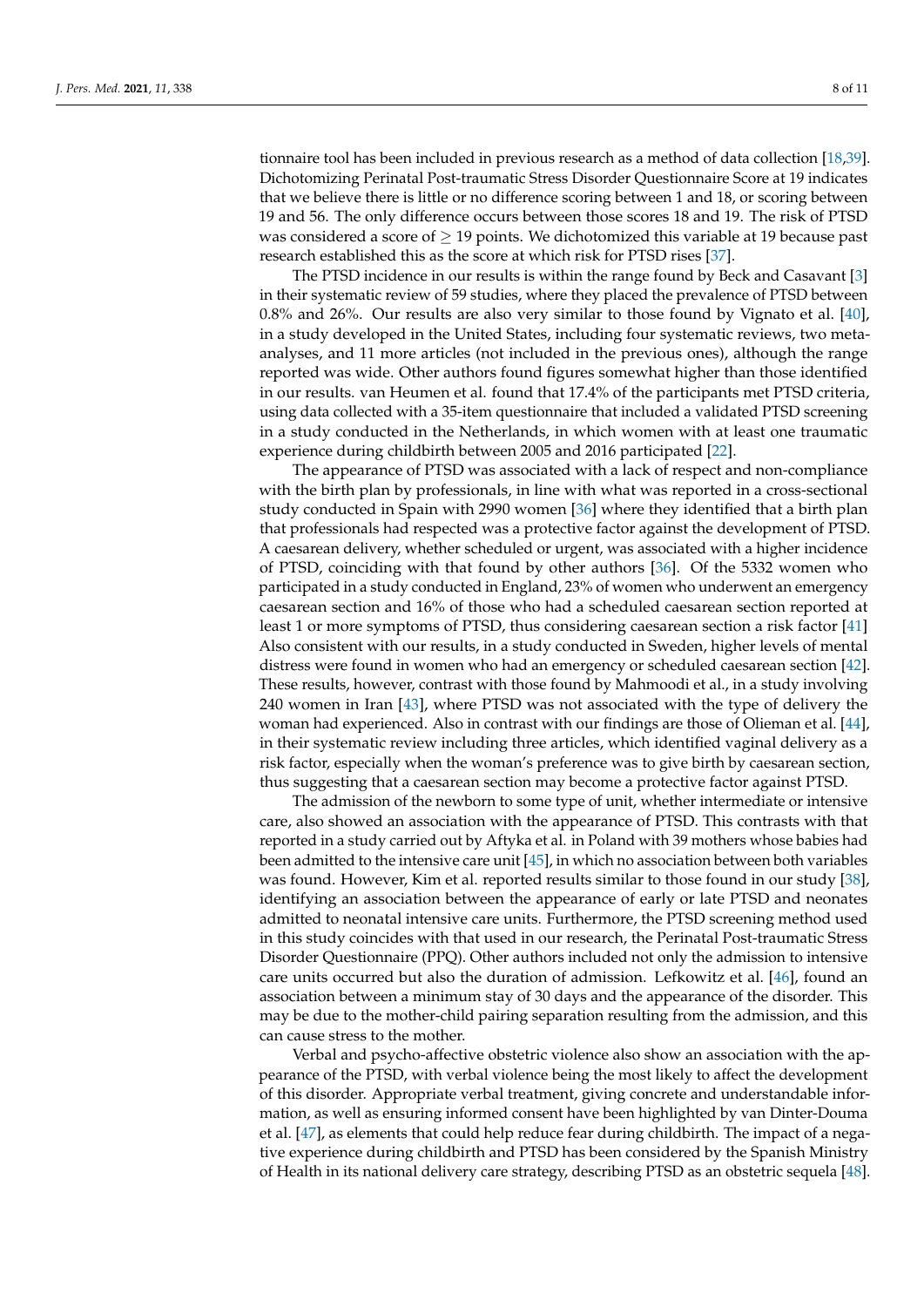tionnaire tool has been included in previous research as a method of data collection [18,39]. Dichotomizing Perinatal Post-traumatic Stress Disorder Questionnaire Score at 19 indicates that we believe there is little or no difference scoring between 1 and 18, or scoring between 19 and 56. The only difference occurs between those scores 18 and 19. The risk of PTSD was considered a score of $\geq$ 19 points. We dichotomized this variable at 19 because past research established this as the score at which risk for PTSD rises [37].

The PTSD incidence in our results is within the range found by Beck and Casavant [3] in their systematic review of 59 studies, where they placed the prevalence of PTSD between 0.8% and 26%. Our results are also very similar to those found by Vignato et al. [40], in a study developed in the United States, including four systematic reviews, two meta-analyses, and 11 more articles (not included in the previous ones), although the range reported was wide. Other authors found figures somewhat higher than those identified in our results. van Heumen et al. found that 17.4% of the participants met PTSD criteria, using data collected with a 35-item questionnaire that included a validated PTSD screening in a study conducted in the Netherlands, in which women with at least one traumatic experience during childbirth between 2005 and 2016 participated [22].

The appearance of PTSD was associated with a lack of respect and non-compliance with the birth plan by professionals, in line with what was reported in a cross-sectional study conducted in Spain with 2990 women [36] where they identified that a birth plan that professionals had respected was a protective factor against the development of PTSD. A caesarean delivery, whether scheduled or urgent, was associated with a higher incidence of PTSD, coinciding with that found by other authors [36]. Of the 5332 women who participated in a study conducted in England, 23% of women who underwent an emergency caesarean section and 16% of those who had a scheduled caesarean section reported at least 1 or more symptoms of PTSD, thus considering caesarean section a risk factor [41] Also consistent with our results, in a study conducted in Sweden, higher levels of mental distress were found in women who had an emergency or scheduled caesarean section [42]. These results, however, contrast with those found by Mahmoodi et al., in a study involving 240 women in Iran [43], where PTSD was not associated with the type of delivery the woman had experienced. Also in contrast with our findings are those of Olieman et al. [44], in their systematic review including three articles, which identified vaginal delivery as a risk factor, especially when the woman's preference was to give birth by caesarean section, thus suggesting that a caesarean section may become a protective factor against PTSD.

The admission of the newborn to some type of unit, whether intermediate or intensive care, also showed an association with the appearance of PTSD. This contrasts with that reported in a study carried out by Aftyka et al. in Poland with 39 mothers whose babies had been admitted to the intensive care unit [45], in which no association between both variables was found. However, Kim et al. reported results similar to those found in our study [38], identifying an association between the appearance of early or late PTSD and neonates admitted to neonatal intensive care units. Furthermore, the PTSD screening method used in this study coincides with that used in our research, the Perinatal Post-traumatic Stress Disorder Questionnaire (PPQ). Other authors included not only the admission to intensive care units occurred but also the duration of admission. Lefkowitz et al. [46], found an association between a minimum stay of 30 days and the appearance of the disorder. This may be due to the mother-child pairing separation resulting from the admission, and this can cause stress to the mother.

Verbal and psycho-affective obstetric violence also show an association with the appearance of the PTSD, with verbal violence being the most likely to affect the development of this disorder. Appropriate verbal treatment, giving concrete and understandable information, as well as ensuring informed consent have been highlighted by van Dinter-Douma et al. [47], as elements that could help reduce fear during childbirth. The impact of a negative experience during childbirth and PTSD has been considered by the Spanish Ministry of Health in its national delivery care strategy, describing PTSD as an obstetric sequela [48].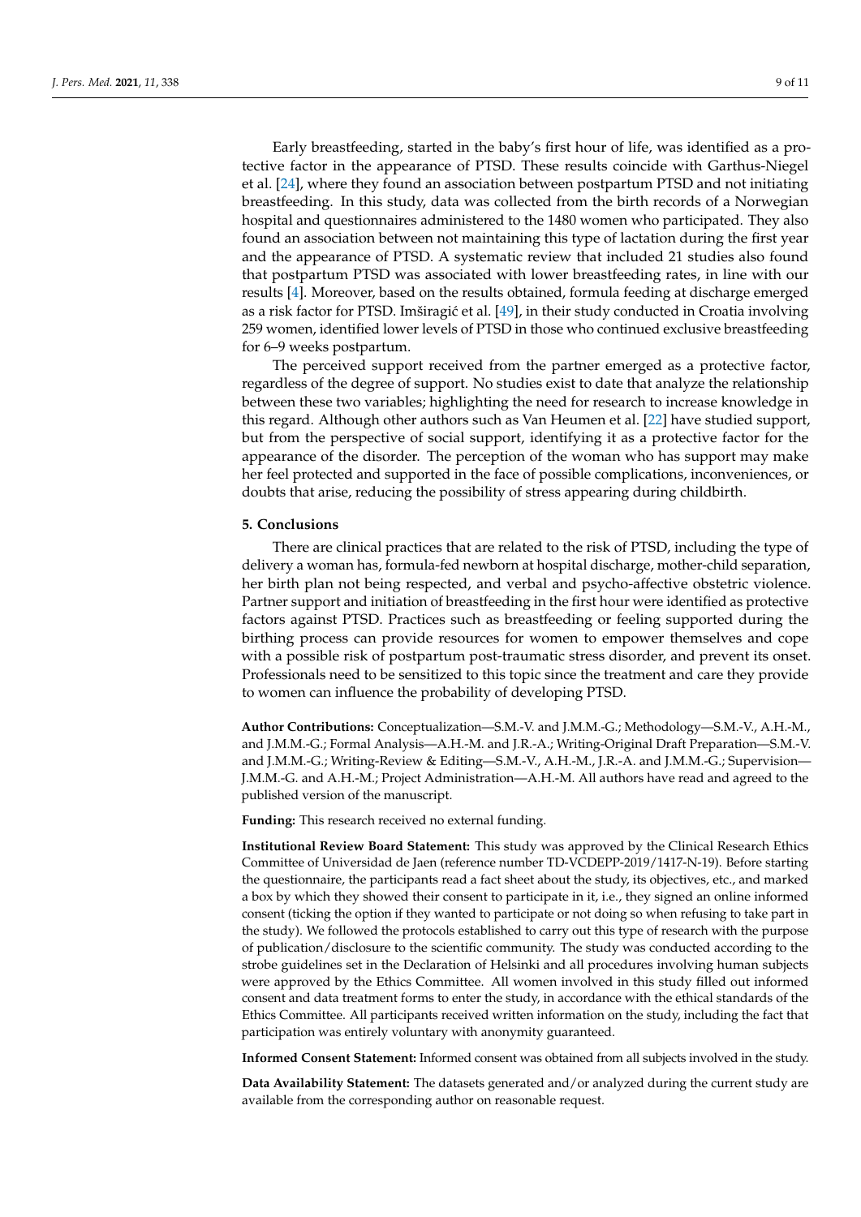Early breastfeeding, started in the baby's first hour of life, was identified as a protective factor in the appearance of PTSD. These results coincide with Garthus-Niegel et al. [24], where they found an association between postpartum PTSD and not initiating breastfeeding. In this study, data was collected from the birth records of a Norwegian hospital and questionnaires administered to the 1480 women who participated. They also found an association between not maintaining this type of lactation during the first year and the appearance of PTSD. A systematic review that included 21 studies also found that postpartum PTSD was associated with lower breastfeeding rates, in line with our results [4]. Moreover, based on the results obtained, formula feeding at discharge emerged as a risk factor for PTSD. Imširagić et al. [49], in their study conducted in Croatia involving 259 women, identified lower levels of PTSD in those who continued exclusive breastfeeding for 6–9 weeks postpartum.

The perceived support received from the partner emerged as a protective factor, regardless of the degree of support. No studies exist to date that analyze the relationship between these two variables; highlighting the need for research to increase knowledge in this regard. Although other authors such as Van Heumen et al. [22] have studied support, but from the perspective of social support, identifying it as a protective factor for the appearance of the disorder. The perception of the woman who has support may make her feel protected and supported in the face of possible complications, inconveniences, or doubts that arise, reducing the possibility of stress appearing during childbirth.

## 5. Conclusions

There are clinical practices that are related to the risk of PTSD, including the type of delivery a woman has, formula-fed newborn at hospital discharge, mother-child separation, her birth plan not being respected, and verbal and psycho-affective obstetric violence. Partner support and initiation of breastfeeding in the first hour were identified as protective factors against PTSD. Practices such as breastfeeding or feeling supported during the birthing process can provide resources for women to empower themselves and cope with a possible risk of postpartum post-traumatic stress disorder, and prevent its onset. Professionals need to be sensitized to this topic since the treatment and care they provide to women can influence the probability of developing PTSD.

**Author Contributions:** Conceptualization—S.M.-V. and J.M.M.-G.; Methodology—S.M.-V., A.H.-M., and J.M.M.-G.; Formal Analysis—A.H.-M. and J.R.-A.; Writing-Original Draft Preparation—S.M.-V. and J.M.M.-G.; Writing-Review & Editing—S.M.-V., A.H.-M., J.R.-A. and J.M.M.-G.; Supervision—J.M.M.-G. and A.H.-M.; Project Administration—A.H.-M. All authors have read and agreed to the published version of the manuscript.

**Funding:** This research received no external funding.

**Institutional Review Board Statement:** This study was approved by the Clinical Research Ethics Committee of Universidad de Jaen (reference number TD-VCDEPP-2019/1417-N-19). Before starting the questionnaire, the participants read a fact sheet about the study, its objectives, etc., and marked a box by which they showed their consent to participate in it, i.e., they signed an online informed consent (ticking the option if they wanted to participate or not doing so when refusing to take part in the study). We followed the protocols established to carry out this type of research with the purpose of publication/disclosure to the scientific community. The study was conducted according to the strobe guidelines set in the Declaration of Helsinki and all procedures involving human subjects were approved by the Ethics Committee. All women involved in this study filled out informed consent and data treatment forms to enter the study, in accordance with the ethical standards of the Ethics Committee. All participants received written information on the study, including the fact that participation was entirely voluntary with anonymity guaranteed.

**Informed Consent Statement:** Informed consent was obtained from all subjects involved in the study.

**Data Availability Statement:** The datasets generated and/or analyzed during the current study are available from the corresponding author on reasonable request.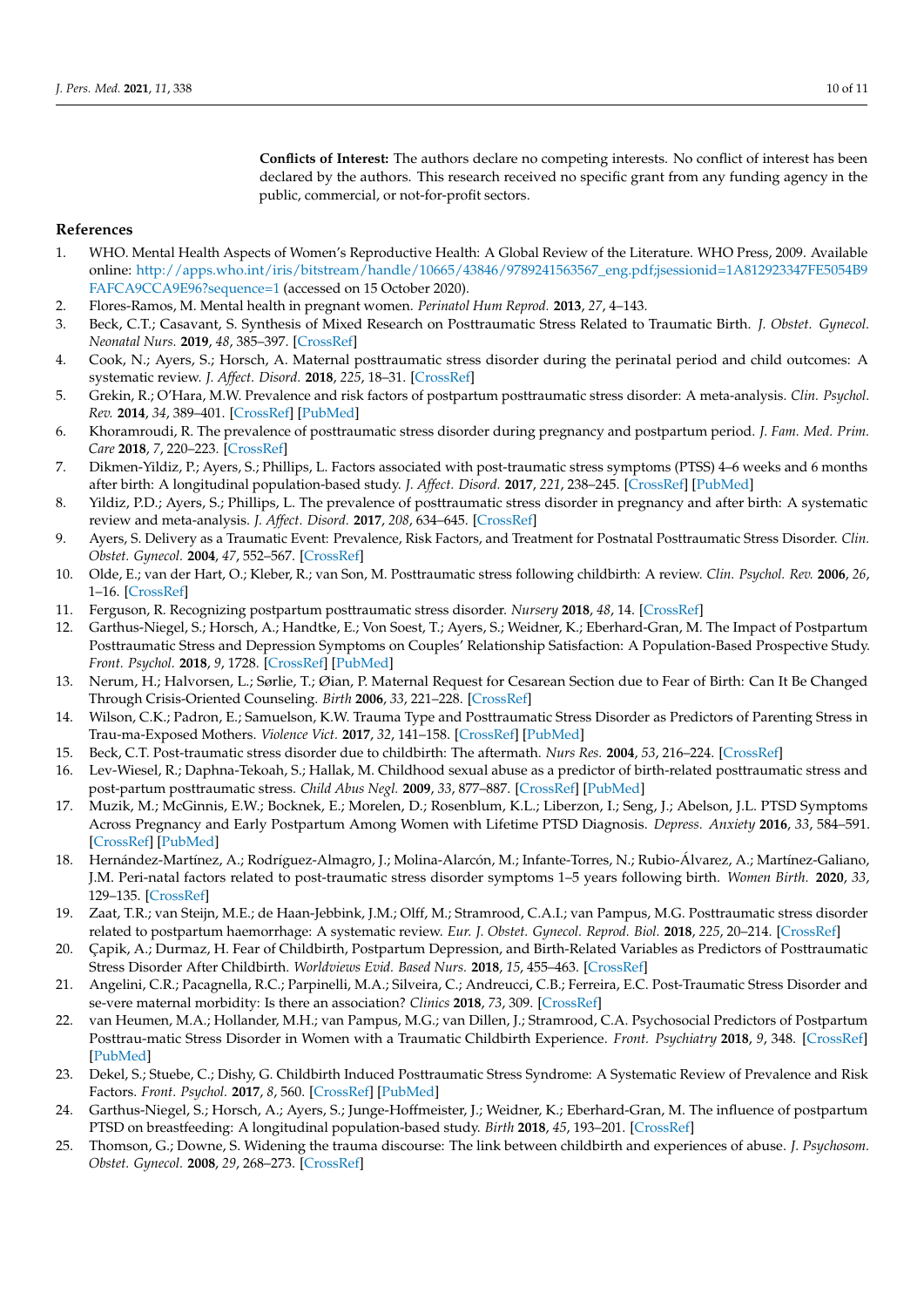**Conflicts of Interest:** The authors declare no competing interests. No conflict of interest has been declared by the authors. This research received no specific grant from any funding agency in the public, commercial, or not-for-profit sectors.

## References

1. WHO. Mental Health Aspects of Women's Reproductive Health: A Global Review of the Literature. WHO Press, 2009. Available online: http://apps.who.int/iris/bitstream/handle/10665/43846/9789241563567_eng.pdf;jsessionid=1A812923347FE5054B9FAFCA9CCA9E96?sequence=1 (accessed on 15 October 2020).
2. Flores-Ramos, M. Mental health in pregnant women. *Perinatol Hum Reprod.* **2013**, *27*, 4–143.
3. Beck, C.T.; Casavant, S. Synthesis of Mixed Research on Posttraumatic Stress Related to Traumatic Birth. *J. Obstet. Gynecol. Neonatal Nurs.* **2019**, *48*, 385–397. [CrossRef]
4. Cook, N.; Ayers, S.; Horsch, A. Maternal posttraumatic stress disorder during the perinatal period and child outcomes: A systematic review. *J. Affect. Disord.* **2018**, *225*, 18–31. [CrossRef]
5. Grekin, R.; O'Hara, M.W. Prevalence and risk factors of postpartum posttraumatic stress disorder: A meta-analysis. *Clin. Psychol. Rev.* **2014**, *34*, 389–401. [CrossRef] [PubMed]
6. Khoramroudi, R. The prevalence of posttraumatic stress disorder during pregnancy and postpartum period. *J. Fam. Med. Prim. Care* **2018**, *7*, 220–223. [CrossRef]
7. Dikmen-Yildiz, P.; Ayers, S.; Phillips, L. Factors associated with post-traumatic stress symptoms (PTSS) 4–6 weeks and 6 months after birth: A longitudinal population-based study. *J. Affect. Disord.* **2017**, *221*, 238–245. [CrossRef] [PubMed]
8. Yildiz, P.D.; Ayers, S.; Phillips, L. The prevalence of posttraumatic stress disorder in pregnancy and after birth: A systematic review and meta-analysis. *J. Affect. Disord.* **2017**, *208*, 634–645. [CrossRef]
9. Ayers, S. Delivery as a Traumatic Event: Prevalence, Risk Factors, and Treatment for Postnatal Posttraumatic Stress Disorder. *Clin. Obstet. Gynecol.* **2004**, *47*, 552–567. [CrossRef]
10. Olde, E.; van der Hart, O.; Kleber, R.; van Son, M. Posttraumatic stress following childbirth: A review. *Clin. Psychol. Rev.* **2006**, *26*, 1–16. [CrossRef]
11. Ferguson, R. Recognizing postpartum posttraumatic stress disorder. *Nursery* **2018**, *48*, 14. [CrossRef]
12. Garthus-Niegel, S.; Horsch, A.; Handtke, E.; Von Soest, T.; Ayers, S.; Weidner, K.; Eberhard-Gran, M. The Impact of Postpartum Posttraumatic Stress and Depression Symptoms on Couples' Relationship Satisfaction: A Population-Based Prospective Study. *Front. Psychol.* **2018**, *9*, 1728. [CrossRef] [PubMed]
13. Nerum, H.; Halvorsen, L.; Sørlie, T.; Øian, P. Maternal Request for Cesarean Section due to Fear of Birth: Can It Be Changed Through Crisis-Oriented Counseling. *Birth* **2006**, *33*, 221–228. [CrossRef]
14. Wilson, C.K.; Padron, E.; Samuelson, K.W. Trauma Type and Posttraumatic Stress Disorder as Predictors of Parenting Stress in Trau-ma-Exposed Mothers. *Violence Vict.* **2017**, *32*, 141–158. [CrossRef] [PubMed]
15. Beck, C.T. Post-traumatic stress disorder due to childbirth: The aftermath. *Nurs Res.* **2004**, *53*, 216–224. [CrossRef]
16. Lev-Wiesel, R.; Daphna-Tekoah, S.; Hallak, M. Childhood sexual abuse as a predictor of birth-related posttraumatic stress and post-partum posttraumatic stress. *Child Abus Negl.* **2009**, *33*, 877–887. [CrossRef] [PubMed]
17. Muzik, M.; McGinnis, E.W.; Bocknek, E.; Morelen, D.; Rosenblum, K.L.; Liberzon, I.; Seng, J.; Abelson, J.L. PTSD Symptoms Across Pregnancy and Early Postpartum Among Women with Lifetime PTSD Diagnosis. *Depress. Anxiety* **2016**, *33*, 584–591. [CrossRef] [PubMed]
18. Hernández-Martínez, A.; Rodríguez-Almagro, J.; Molina-Alarcón, M.; Infante-Torres, N.; Rubio-Álvarez, A.; Martínez-Galiano, J.M. Peri-natal factors related to post-traumatic stress disorder symptoms 1–5 years following birth. *Women Birth.* **2020**, *33*, 129–135. [CrossRef]
19. Zaat, T.R.; van Steijn, M.E.; de Haan-Jebbink, J.M.; Olff, M.; Stramrood, C.A.I.; van Pampus, M.G. Posttraumatic stress disorder related to postpartum haemorrhage: A systematic review. *Eur. J. Obstet. Gynecol. Reprod. Biol.* **2018**, *225*, 20–214. [CrossRef]
20. Çapik, A.; Durmaz, H. Fear of Childbirth, Postpartum Depression, and Birth-Related Variables as Predictors of Posttraumatic Stress Disorder After Childbirth. *Worldviews Evid. Based Nurs.* **2018**, *15*, 455–463. [CrossRef]
21. Angelini, C.R.; Pacagnella, R.C.; Parpinelli, M.A.; Silveira, C.; Andreucci, C.B.; Ferreira, E.C. Post-Traumatic Stress Disorder and se-vere maternal morbidity: Is there an association? *Clinics* **2018**, *73*, 309. [CrossRef]
22. van Heumen, M.A.; Hollander, M.H.; van Pampus, M.G.; van Dillen, J.; Stramrood, C.A. Psychosocial Predictors of Postpartum Posttrau-matic Stress Disorder in Women with a Traumatic Childbirth Experience. *Front. Psychiatry* **2018**, *9*, 348. [CrossRef] [PubMed]
23. Dekel, S.; Stuebe, C.; Dishy, G. Childbirth Induced Posttraumatic Stress Syndrome: A Systematic Review of Prevalence and Risk Factors. *Front. Psychol.* **2017**, *8*, 560. [CrossRef] [PubMed]
24. Garthus-Niegel, S.; Horsch, A.; Ayers, S.; Junge-Hoffmeister, J.; Weidner, K.; Eberhard-Gran, M. The influence of postpartum PTSD on breastfeeding: A longitudinal population-based study. *Birth* **2018**, *45*, 193–201. [CrossRef]
25. Thomson, G.; Downe, S. Widening the trauma discourse: The link between childbirth and experiences of abuse. *J. Psychosom. Obstet. Gynecol.* **2008**, *29*, 268–273. [CrossRef]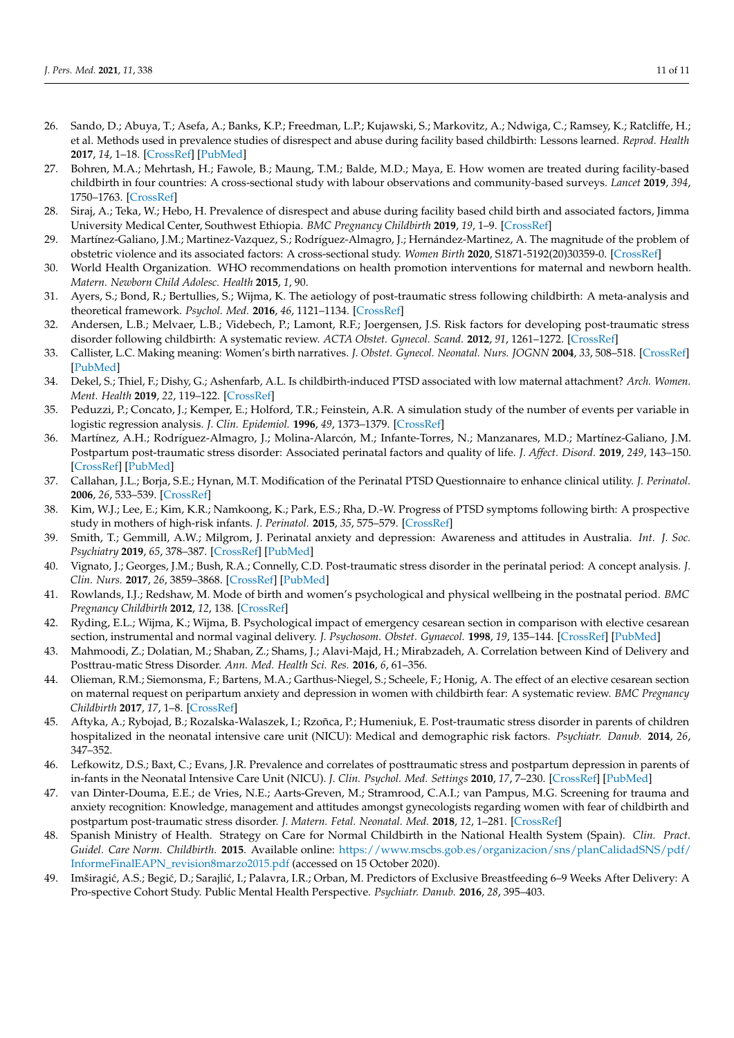26. Sando, D.; Abuya, T.; Asefa, A.; Banks, K.P.; Freedman, L.P.; Kujawski, S.; Markovitz, A.; Ndwiga, C.; Ramsey, K.; Ratcliffe, H.; et al. Methods used in prevalence studies of disrespect and abuse during facility based childbirth: Lessons learned. *Reprod. Health* **2017**, *14*, 1–18. [CrossRef] [PubMed]
27. Bohren, M.A.; Mehrtash, H.; Fawole, B.; Maung, T.M.; Balde, M.D.; Maya, E. How women are treated during facility-based childbirth in four countries: A cross-sectional study with labour observations and community-based surveys. *Lancet* **2019**, *394*, 1750–1763. [CrossRef]
28. Siraj, A.; Teka, W.; Hebo, H. Prevalence of disrespect and abuse during facility based child birth and associated factors, Jimma University Medical Center, Southwest Ethiopia. *BMC Pregnancy Childbirth* **2019**, *19*, 1–9. [CrossRef]
29. Martínez-Galiano, J.M.; Martinez-Vazquez, S.; Rodríguez-Almagro, J.; Hernández-Martinez, A. The magnitude of the problem of obstetric violence and its associated factors: A cross-sectional study. *Women Birth* **2020**, S1871-5192(20)30359-0. [CrossRef]
30. World Health Organization. WHO recommendations on health promotion interventions for maternal and newborn health. *Matern. Newborn Child Adolesc. Health* **2015**, *1*, 90.
31. Ayers, S.; Bond, R.; Bertullies, S.; Wijma, K. The aetiology of post-traumatic stress following childbirth: A meta-analysis and theoretical framework. *Psychol. Med.* **2016**, *46*, 1121–1134. [CrossRef]
32. Andersen, L.B.; Melvaer, L.B.; Videbech, P.; Lamont, R.F.; Joergensen, J.S. Risk factors for developing post-traumatic stress disorder following childbirth: A systematic review. *ACTA Obstet. Gynecol. Scand.* **2012**, *91*, 1261–1272. [CrossRef]
33. Callister, L.C. Making meaning: Women's birth narratives. *J. Obstet. Gynecol. Neonatal. Nurs. JOGNN* **2004**, *33*, 508–518. [CrossRef] [PubMed]
34. Dekel, S.; Thiel, F.; Dishy, G.; Ashenfarb, A.L. Is childbirth-induced PTSD associated with low maternal attachment? *Arch. Women. Ment. Health* **2019**, *22*, 119–122. [CrossRef]
35. Peduzzi, P.; Concato, J.; Kemper, E.; Holford, T.R.; Feinstein, A.R. A simulation study of the number of events per variable in logistic regression analysis. *J. Clin. Epidemiol.* **1996**, *49*, 1373–1379. [CrossRef]
36. Martínez, A.H.; Rodríguez-Almagro, J.; Molina-Alarcón, M.; Infante-Torres, N.; Manzanares, M.D.; Martínez-Galiano, J.M. Postpartum post-traumatic stress disorder: Associated perinatal factors and quality of life. *J. Affect. Disord.* **2019**, *249*, 143–150. [CrossRef] [PubMed]
37. Callahan, J.L.; Borja, S.E.; Hynan, M.T. Modification of the Perinatal PTSD Questionnaire to enhance clinical utility. *J. Perinatol.* **2006**, *26*, 533–539. [CrossRef]
38. Kim, W.J.; Lee, E.; Kim, K.R.; Namkoong, K.; Park, E.S.; Rha, D.-W. Progress of PTSD symptoms following birth: A prospective study in mothers of high-risk infants. *J. Perinatol.* **2015**, *35*, 575–579. [CrossRef]
39. Smith, T.; Gemmill, A.W.; Milgrom, J. Perinatal anxiety and depression: Awareness and attitudes in Australia. *Int. J. Soc. Psychiatry* **2019**, *65*, 378–387. [CrossRef] [PubMed]
40. Vignato, J.; Georges, J.M.; Bush, R.A.; Connelly, C.D. Post-traumatic stress disorder in the perinatal period: A concept analysis. *J. Clin. Nurs.* **2017**, *26*, 3859–3868. [CrossRef] [PubMed]
41. Rowlands, I.J.; Redshaw, M. Mode of birth and women's psychological and physical wellbeing in the postnatal period. *BMC Pregnancy Childbirth* **2012**, *12*, 138. [CrossRef]
42. Ryding, E.L.; Wijma, K.; Wijma, B. Psychological impact of emergency cesarean section in comparison with elective cesarean section, instrumental and normal vaginal delivery. *J. Psychosom. Obstet. Gynaecol.* **1998**, *19*, 135–144. [CrossRef] [PubMed]
43. Mahmoodi, Z.; Dolatian, M.; Shaban, Z.; Shams, J.; Alavi-Majd, H.; Mirabzadeh, A. Correlation between Kind of Delivery and Posttrau-matic Stress Disorder. *Ann. Med. Health Sci. Res.* **2016**, *6*, 61–356.
44. Olieman, R.M.; Siemonsma, F.; Bartens, M.A.; Garthus-Niegel, S.; Scheele, F.; Honig, A. The effect of an elective cesarean section on maternal request on peripartum anxiety and depression in women with childbirth fear: A systematic review. *BMC Pregnancy Childbirth* **2017**, *17*, 1–8. [CrossRef]
45. Aftyka, A.; Rybojad, B.; Rozalska-Walaszek, I.; Rzoñca, P.; Humeniuk, E. Post-traumatic stress disorder in parents of children hospitalized in the neonatal intensive care unit (NICU): Medical and demographic risk factors. *Psychiatr. Danub.* **2014**, *26*, 347–352.
46. Lefkowitz, D.S.; Baxt, C.; Evans, J.R. Prevalence and correlates of posttraumatic stress and postpartum depression in parents of in-fants in the Neonatal Intensive Care Unit (NICU). *J. Clin. Psychol. Med. Settings* **2010**, *17*, 7–230. [CrossRef] [PubMed]
47. van Dinter-Douma, E.E.; de Vries, N.E.; Aarts-Greven, M.; Stramrood, C.A.I.; van Pampus, M.G. Screening for trauma and anxiety recognition: Knowledge, management and attitudes amongst gynecologists regarding women with fear of childbirth and postpartum post-traumatic stress disorder. *J. Matern. Fetal. Neonatal. Med.* **2018**, *12*, 1–281. [CrossRef]
48. Spanish Ministry of Health. Strategy on Care for Normal Childbirth in the National Health System (Spain). *Clin. Pract. Guidel. Care Norm. Childbirth.* **2015**. Available online: https://www.mscbs.gob.es/organizacion/sns/planCalidadSNS/pdf/InformeFinalEAPN_revision8marzo2015.pdf (accessed on 15 October 2020).
49. Imširagić, A.S.; Begić, D.; Sarajlić, I.; Palavra, I.R.; Orban, M. Predictors of Exclusive Breastfeeding 6–9 Weeks After Delivery: A Pro-spective Cohort Study. Public Mental Health Perspective. *Psychiatr. Danub.* **2016**, *28*, 395–403.